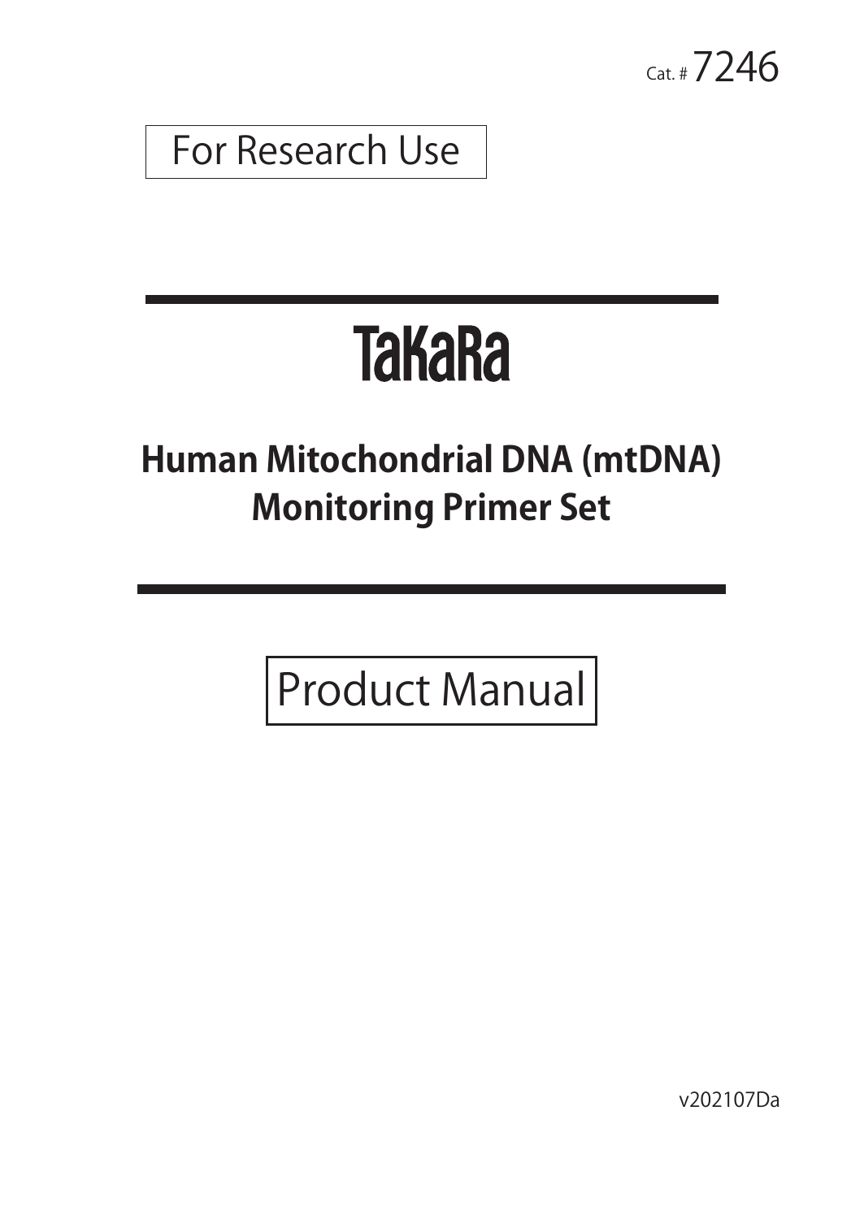Cat. # 7246

For Research Use

# TaKaRa

# Human Mitochondrial DNA (mtDNA) Monitoring Primer Set

Product Manual

v202107Da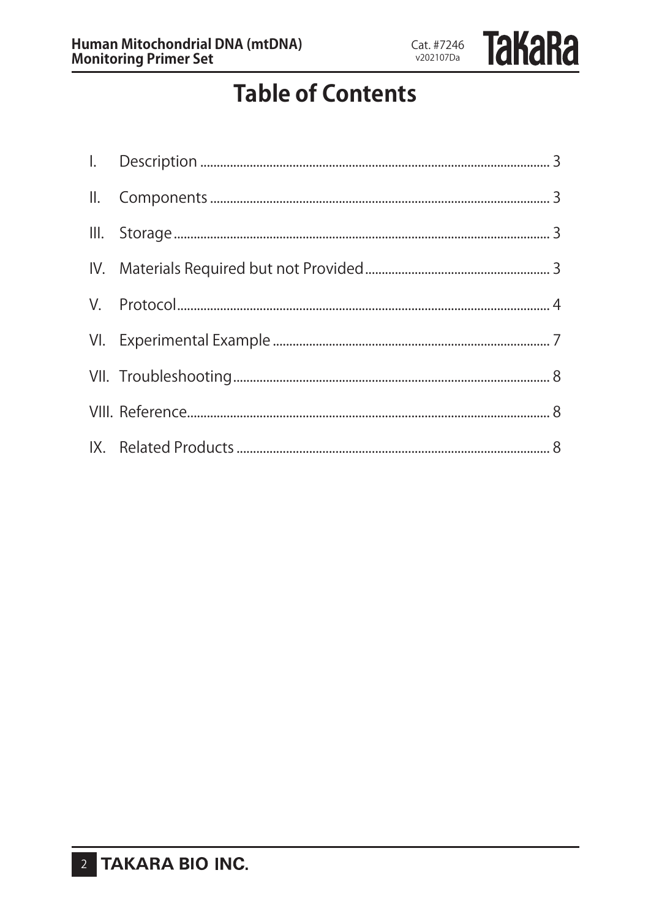# Table of Contents

| | | |
|---|---|---|
| I. | Description | 3 |
| II. | Components | 3 |
| III. | Storage | 3 |
| IV. | Materials Required but not Provided | 3 |
| V. | Protocol | 4 |
| VI. | Experimental Example | 7 |
| VII. | Troubleshooting | 8 |
| VIII. | Reference | 8 |
| IX. | Related Products | 8 |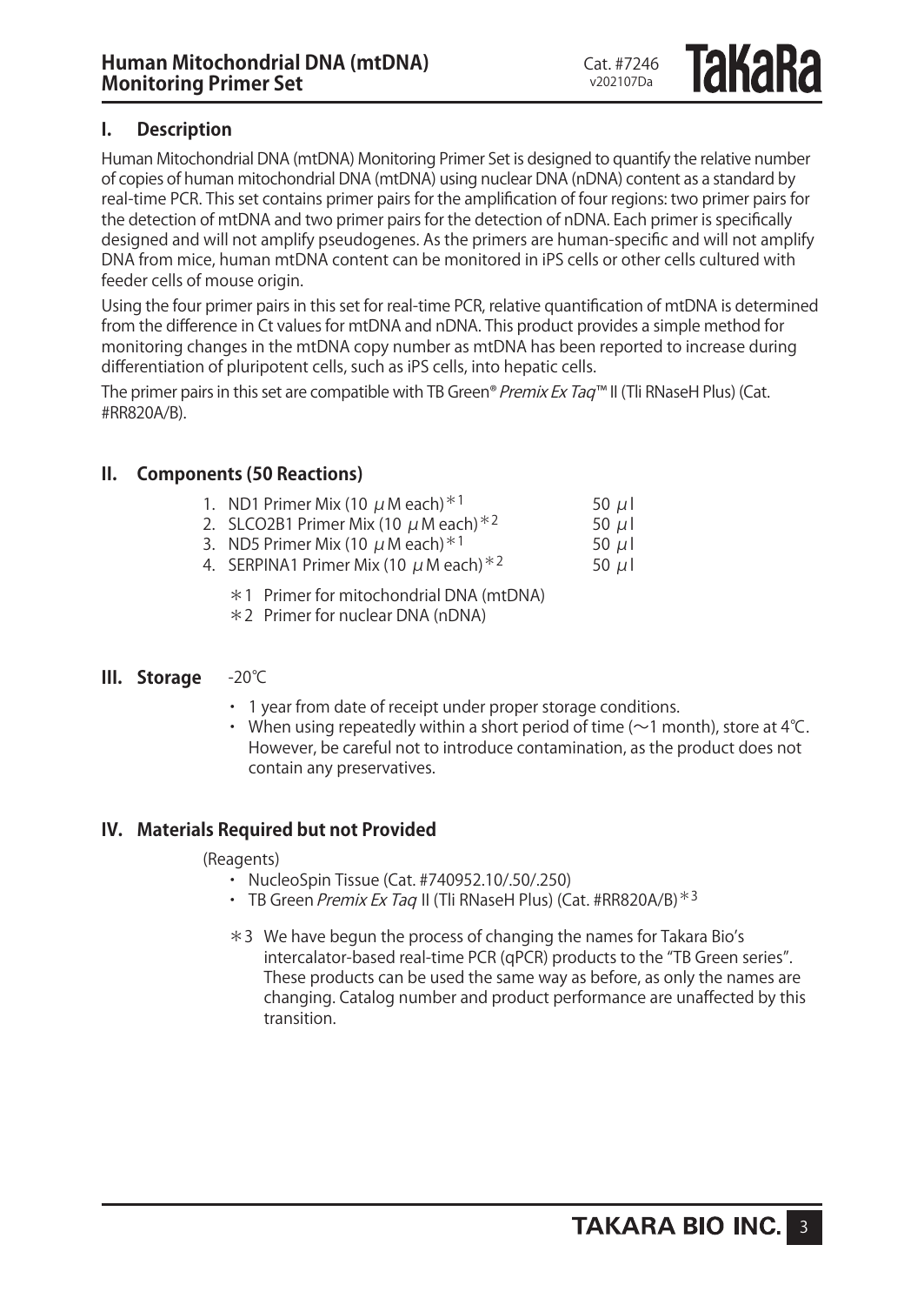## I. Description

Human Mitochondrial DNA (mtDNA) Monitoring Primer Set is designed to quantify the relative number of copies of human mitochondrial DNA (mtDNA) using nuclear DNA (nDNA) content as a standard by real-time PCR. This set contains primer pairs for the amplification of four regions: two primer pairs for the detection of mtDNA and two primer pairs for the detection of nDNA. Each primer is specifically designed and will not amplify pseudogenes. As the primers are human-specific and will not amplify DNA from mice, human mtDNA content can be monitored in iPS cells or other cells cultured with feeder cells of mouse origin.

Using the four primer pairs in this set for real-time PCR, relative quantification of mtDNA is determined from the difference in Ct values for mtDNA and nDNA. This product provides a simple method for monitoring changes in the mtDNA copy number as mtDNA has been reported to increase during differentiation of pluripotent cells, such as iPS cells, into hepatic cells.

The primer pairs in this set are compatible with TB Green® *Premix Ex Taq*™ II (Tli RNaseH Plus) (Cat. #RR820A/B).

## II. Components (50 Reactions)

| | |
|---|---|
| 1. ND1 Primer Mix (10 μM each)＊1 | 50 μl |
| 2. SLCO2B1 Primer Mix (10 μM each)＊2 | 50 μl |
| 3. ND5 Primer Mix (10 μM each)＊1 | 50 μl |
| 4. SERPINA1 Primer Mix (10 μM each)＊2 | 50 μl |

＊1 Primer for mitochondrial DNA (mtDNA)
＊2 Primer for nuclear DNA (nDNA)

## III. Storage -20℃

- 1 year from date of receipt under proper storage conditions.
- When using repeatedly within a short period of time (~1 month), store at 4℃. However, be careful not to introduce contamination, as the product does not contain any preservatives.

## IV. Materials Required but not Provided

(Reagents)

- NucleoSpin Tissue (Cat. #740952.10/.50/.250)
- TB Green *Premix Ex Taq* II (Tli RNaseH Plus) (Cat. #RR820A/B)＊3

＊3 We have begun the process of changing the names for Takara Bio's intercalator-based real-time PCR (qPCR) products to the "TB Green series". These products can be used the same way as before, as only the names are changing. Catalog number and product performance are unaffected by this transition.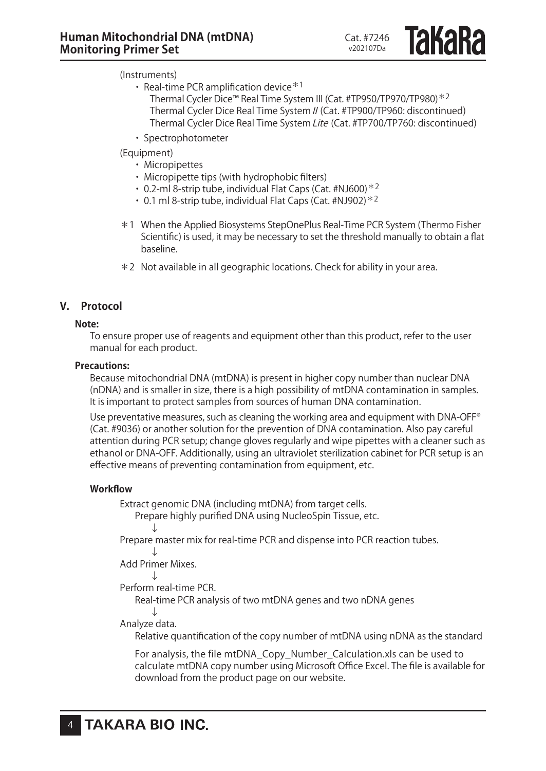(Instruments)

- Real-time PCR amplification device*1
  - Thermal Cycler Dice™ Real Time System III (Cat. #TP950/TP970/TP980)*2
  - Thermal Cycler Dice Real Time System *II* (Cat. #TP900/TP960: discontinued)
  - Thermal Cycler Dice Real Time System *Lite* (Cat. #TP700/TP760: discontinued)
- Spectrophotometer

(Equipment)

- Micropipettes
- Micropipette tips (with hydrophobic filters)
- 0.2-ml 8-strip tube, individual Flat Caps (Cat. #NJ600)*2
- 0.1 ml 8-strip tube, individual Flat Caps (Cat. #NJ902)*2

*1 When the Applied Biosystems StepOnePlus Real-Time PCR System (Thermo Fisher Scientific) is used, it may be necessary to set the threshold manually to obtain a flat baseline.

*2 Not available in all geographic locations. Check for ability in your area.

## V. Protocol

**Note:**

To ensure proper use of reagents and equipment other than this product, refer to the user manual for each product.

**Precautions:**

Because mitochondrial DNA (mtDNA) is present in higher copy number than nuclear DNA (nDNA) and is smaller in size, there is a high possibility of mtDNA contamination in samples. It is important to protect samples from sources of human DNA contamination.

Use preventative measures, such as cleaning the working area and equipment with DNA-OFF® (Cat. #9036) or another solution for the prevention of DNA contamination. Also pay careful attention during PCR setup; change gloves regularly and wipe pipettes with a cleaner such as ethanol or DNA-OFF. Additionally, using an ultraviolet sterilization cabinet for PCR setup is an effective means of preventing contamination from equipment, etc.

**Workflow**

Extract genomic DNA (including mtDNA) from target cells.
  Prepare highly purified DNA using NucleoSpin Tissue, etc.

↓

Prepare master mix for real-time PCR and dispense into PCR reaction tubes.

↓

Add Primer Mixes.

↓

Perform real-time PCR.
  Real-time PCR analysis of two mtDNA genes and two nDNA genes

↓

Analyze data.
  Relative quantification of the copy number of mtDNA using nDNA as the standard

For analysis, the file mtDNA_Copy_Number_Calculation.xls can be used to calculate mtDNA copy number using Microsoft Office Excel. The file is available for download from the product page on our website.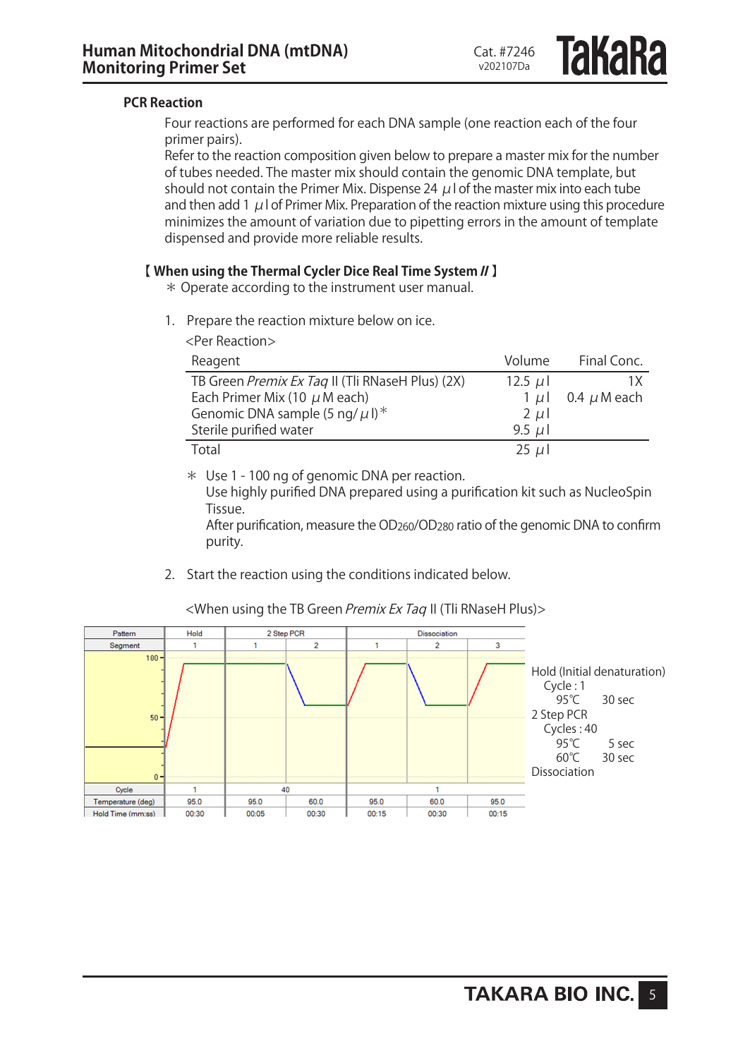### PCR Reaction

Four reactions are performed for each DNA sample (one reaction each of the four primer pairs).
Refer to the reaction composition given below to prepare a master mix for the number of tubes needed. The master mix should contain the genomic DNA template, but should not contain the Primer Mix. Dispense 24 μl of the master mix into each tube and then add 1 μl of Primer Mix. Preparation of the reaction mixture using this procedure minimizes the amount of variation due to pipetting errors in the amount of template dispensed and provide more reliable results.

**【When using the Thermal Cycler Dice Real Time System *II*】**

＊ Operate according to the instrument user manual.

1. Prepare the reaction mixture below on ice.

   <Per Reaction>

| Reagent | Volume | Final Conc. |
|---|---|---|
| TB Green *Premix Ex Taq* II (Tli RNaseH Plus) (2X) | 12.5 μl | 1X |
| Each Primer Mix (10 μM each) | 1 μl | 0.4 μM each |
| Genomic DNA sample (5 ng/μl)＊ | 2 μl | |
| Sterile purified water | 9.5 μl | |
| Total | 25 μl | |

   ＊ Use 1 - 100 ng of genomic DNA per reaction.
   Use highly purified DNA prepared using a purification kit such as NucleoSpin Tissue.
   After purification, measure the $OD_{260}/OD_{280}$ ratio of the genomic DNA to confirm purity.

2. Start the reaction using the conditions indicated below.

   <When using the TB Green *Premix Ex Taq* II (Tli RNaseH Plus)>

| Pattern | Hold | 2 Step PCR | | Dissociation | | |
|---|---|---|---|---|---|---|
| Segment | 1 | 1 | 2 | 1 | 2 | 3 |
| Cycle | 1 | 40 | | 1 | | |
| Temperature (deg) | 95.0 | 95.0 | 60.0 | 95.0 | 60.0 | 95.0 |
| Hold Time (mm:ss) | 00:30 | 00:05 | 00:30 | 00:15 | 00:30 | 00:15 |

Hold (Initial denaturation)
Cycle : 1
95℃ 30 sec
2 Step PCR
Cycles : 40
95℃ 5 sec
60℃ 30 sec
Dissociation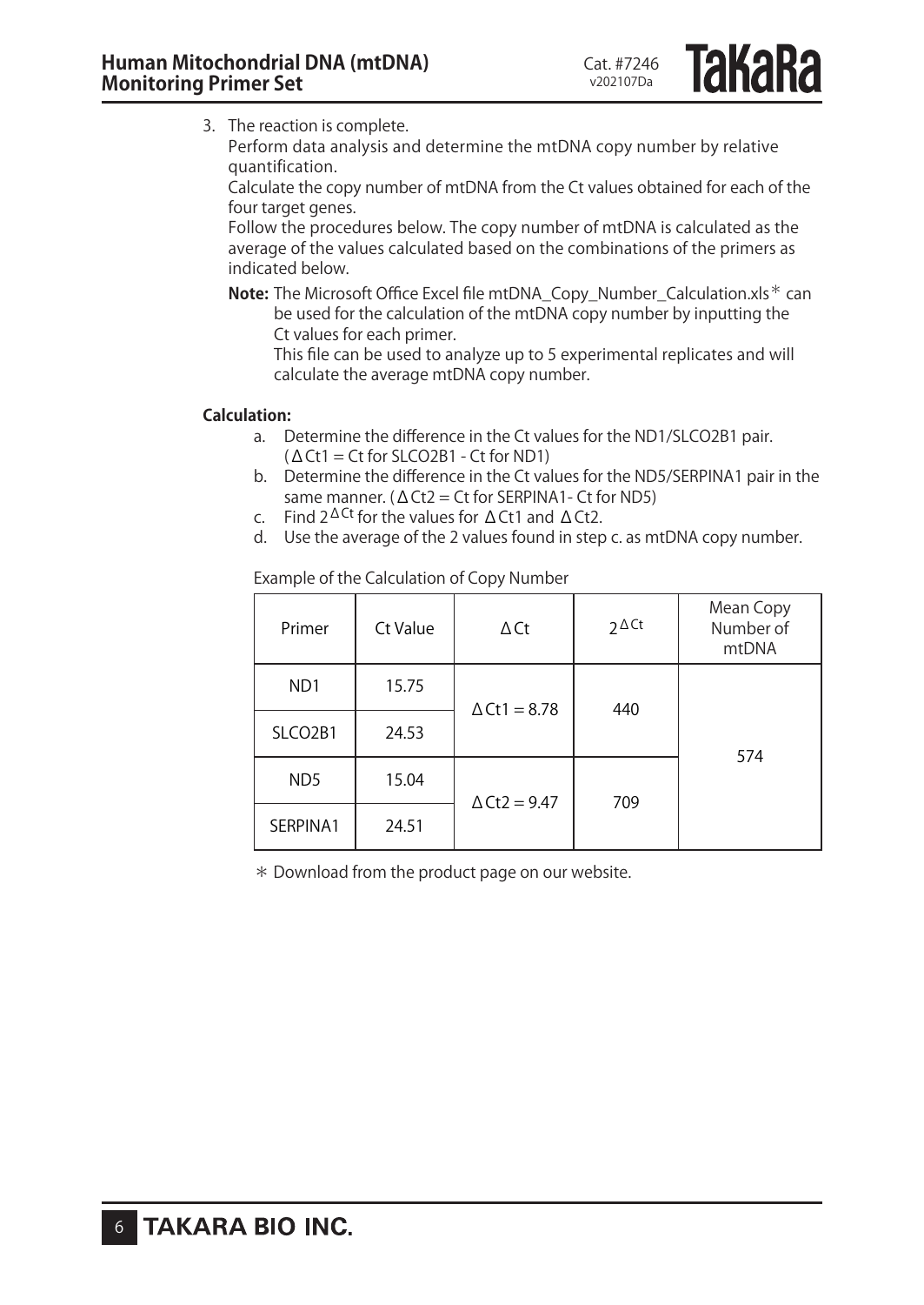3. The reaction is complete.
   Perform data analysis and determine the mtDNA copy number by relative quantification.
   Calculate the copy number of mtDNA from the Ct values obtained for each of the four target genes.
   Follow the procedures below. The copy number of mtDNA is calculated as the average of the values calculated based on the combinations of the primers as indicated below.

   **Note:** The Microsoft Office Excel file mtDNA_Copy_Number_Calculation.xls* can be used for the calculation of the mtDNA copy number by inputting the Ct values for each primer.
   This file can be used to analyze up to 5 experimental replicates and will calculate the average mtDNA copy number.

**Calculation:**

a. Determine the difference in the Ct values for the ND1/SLCO2B1 pair. ($\Delta$Ct1 = Ct for SLCO2B1 - Ct for ND1)
b. Determine the difference in the Ct values for the ND5/SERPINA1 pair in the same manner. ($\Delta$Ct2 = Ct for SERPINA1- Ct for ND5)
c. Find $2^{\Delta Ct}$ for the values for $\Delta$Ct1 and $\Delta$Ct2.
d. Use the average of the 2 values found in step c. as mtDNA copy number.

Example of the Calculation of Copy Number

| Primer | Ct Value | $\Delta$Ct | $2^{\Delta Ct}$ | Mean Copy Number of mtDNA |
|---|---|---|---|---|
| ND1 | 15.75 | $\Delta$Ct1 = 8.78 | 440 | 574 |
| SLCO2B1 | 24.53 | | | |
| ND5 | 15.04 | $\Delta$Ct2 = 9.47 | 709 | |
| SERPINA1 | 24.51 | | | |

* Download from the product page on our website.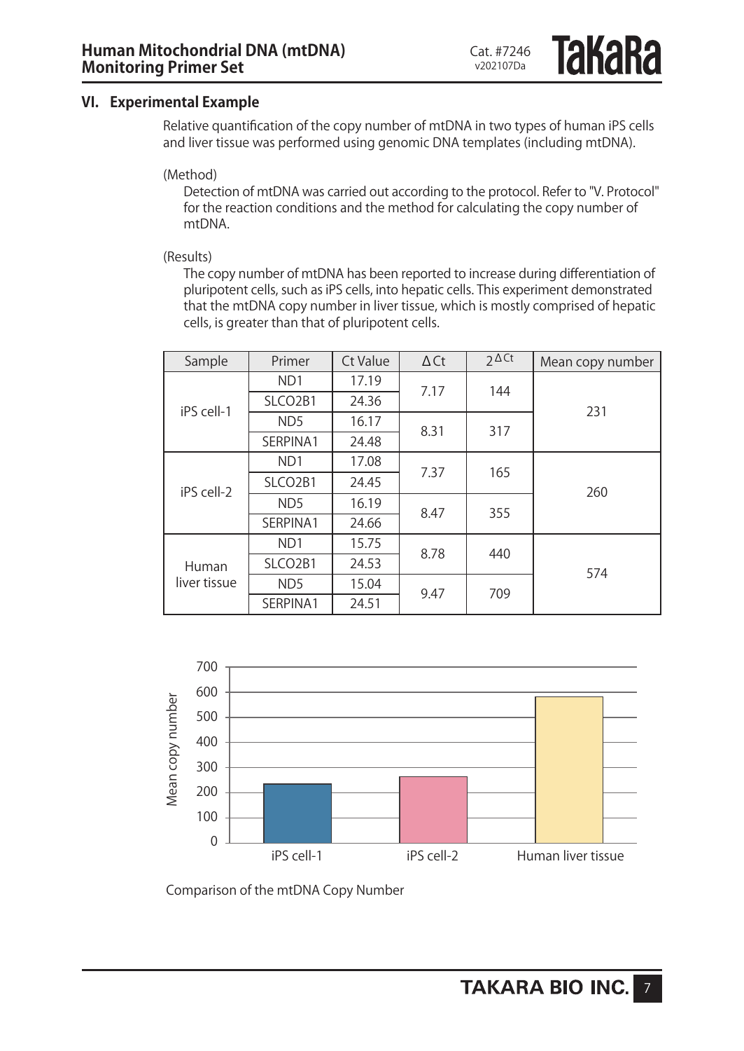## VI. Experimental Example

Relative quantification of the copy number of mtDNA in two types of human iPS cells and liver tissue was performed using genomic DNA templates (including mtDNA).

(Method)

Detection of mtDNA was carried out according to the protocol. Refer to "V. Protocol" for the reaction conditions and the method for calculating the copy number of mtDNA.

(Results)

The copy number of mtDNA has been reported to increase during differentiation of pluripotent cells, such as iPS cells, into hepatic cells. This experiment demonstrated that the mtDNA copy number in liver tissue, which is mostly comprised of hepatic cells, is greater than that of pluripotent cells.

| Sample | Primer | Ct Value | $\Delta$Ct | $2^{\Delta Ct}$ | Mean copy number |
|---|---|---|---|---|---|
| iPS cell-1 | ND1 | 17.19 | 7.17 | 144 | 231 |
| | SLCO2B1 | 24.36 | | | |
| | ND5 | 16.17 | 8.31 | 317 | |
| | SERPINA1 | 24.48 | | | |
| iPS cell-2 | ND1 | 17.08 | 7.37 | 165 | 260 |
| | SLCO2B1 | 24.45 | | | |
| | ND5 | 16.19 | 8.47 | 355 | |
| | SERPINA1 | 24.66 | | | |
| Human liver tissue | ND1 | 15.75 | 8.78 | 440 | 574 |
| | SLCO2B1 | 24.53 | | | |
| | ND5 | 15.04 | 9.47 | 709 | |
| | SERPINA1 | 24.51 | | | |

Comparison of the mtDNA Copy Number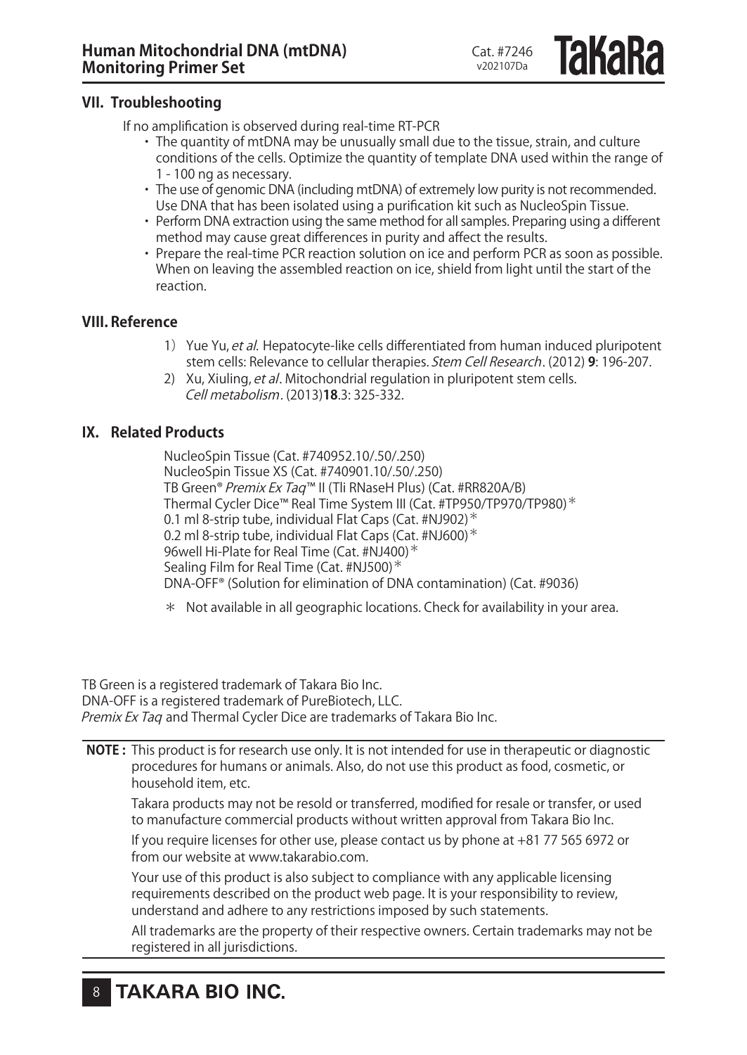## VII. Troubleshooting

If no amplification is observed during real-time RT-PCR

- The quantity of mtDNA may be unusually small due to the tissue, strain, and culture conditions of the cells. Optimize the quantity of template DNA used within the range of 1 - 100 ng as necessary.
- The use of genomic DNA (including mtDNA) of extremely low purity is not recommended. Use DNA that has been isolated using a purification kit such as NucleoSpin Tissue.
- Perform DNA extraction using the same method for all samples. Preparing using a different method may cause great differences in purity and affect the results.
- Prepare the real-time PCR reaction solution on ice and perform PCR as soon as possible. When on leaving the assembled reaction on ice, shield from light until the start of the reaction.

## VIII. Reference

1) Yue Yu, *et al.* Hepatocyte-like cells differentiated from human induced pluripotent stem cells: Relevance to cellular therapies. *Stem Cell Research*. (2012) **9**: 196-207.
2) Xu, Xiuling, *et al*. Mitochondrial regulation in pluripotent stem cells. *Cell metabolism*. (2013)**18**.3: 325-332.

## IX. Related Products

NucleoSpin Tissue (Cat. #740952.10/.50/.250)
NucleoSpin Tissue XS (Cat. #740901.10/.50/.250)
TB Green® *Premix Ex Taq*™ II (Tli RNaseH Plus) (Cat. #RR820A/B)
Thermal Cycler Dice™ Real Time System III (Cat. #TP950/TP970/TP980)*
0.1 ml 8-strip tube, individual Flat Caps (Cat. #NJ902)*
0.2 ml 8-strip tube, individual Flat Caps (Cat. #NJ600)*
96well Hi-Plate for Real Time (Cat. #NJ400)*
Sealing Film for Real Time (Cat. #NJ500)*
DNA-OFF® (Solution for elimination of DNA contamination) (Cat. #9036)

\* Not available in all geographic locations. Check for availability in your area.

TB Green is a registered trademark of Takara Bio Inc.
DNA-OFF is a registered trademark of PureBiotech, LLC.
*Premix Ex Taq* and Thermal Cycler Dice are trademarks of Takara Bio Inc.

**NOTE :** This product is for research use only. It is not intended for use in therapeutic or diagnostic procedures for humans or animals. Also, do not use this product as food, cosmetic, or household item, etc.

Takara products may not be resold or transferred, modified for resale or transfer, or used to manufacture commercial products without written approval from Takara Bio Inc.

If you require licenses for other use, please contact us by phone at +81 77 565 6972 or from our website at www.takarabio.com.

Your use of this product is also subject to compliance with any applicable licensing requirements described on the product web page. It is your responsibility to review, understand and adhere to any restrictions imposed by such statements.

All trademarks are the property of their respective owners. Certain trademarks may not be registered in all jurisdictions.